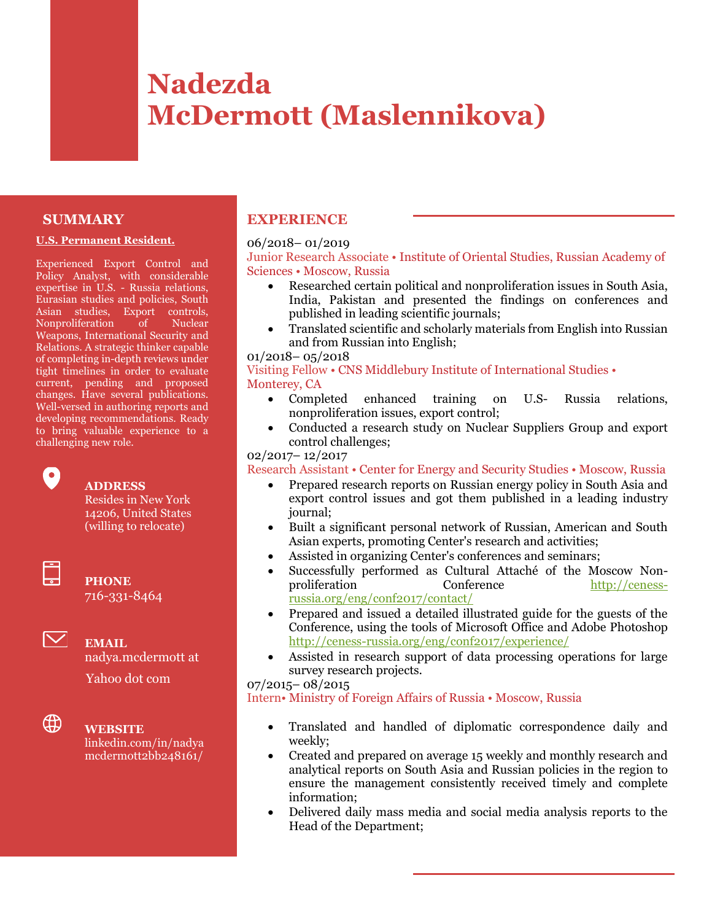# Nadezda McDermott (Maslennikova)

## SUMMARY

**U.S. Permanent Resident.**

Experienced Export Control and Policy Analyst, with considerable expertise in U.S. - Russia relations, Eurasian studies and policies, South Asian studies, Export controls, Nonproliferation of Nuclear Weapons, International Security and Relations. A strategic thinker capable of completing in-depth reviews under tight timelines in order to evaluate current, pending and proposed changes. Have several publications. Well-versed in authoring reports and developing recommendations. Ready to bring valuable experience to a challenging new role.

**ADDRESS**
Resides in New York 14206, United States (willing to relocate)

**PHONE**
716-331-8464

**EMAIL**
nadya.mcdermott at Yahoo dot com

**WEBSITE**
linkedin.com/in/nadyamcdermott2bb248161/

## EXPERIENCE

06/2018– 01/2019
Junior Research Associate • Institute of Oriental Studies, Russian Academy of Sciences • Moscow, Russia

- Researched certain political and nonproliferation issues in South Asia, India, Pakistan and presented the findings on conferences and published in leading scientific journals;
- Translated scientific and scholarly materials from English into Russian and from Russian into English;

01/2018– 05/2018
Visiting Fellow • CNS Middlebury Institute of International Studies • Monterey, CA

- Completed enhanced training on U.S- Russia relations, nonproliferation issues, export control;
- Conducted a research study on Nuclear Suppliers Group and export control challenges;

02/2017– 12/2017
Research Assistant • Center for Energy and Security Studies • Moscow, Russia

- Prepared research reports on Russian energy policy in South Asia and export control issues and got them published in a leading industry journal;
- Built a significant personal network of Russian, American and South Asian experts, promoting Center's research and activities;
- Assisted in organizing Center's conferences and seminars;
- Successfully performed as Cultural Attaché of the Moscow Non-proliferation Conference http://ceness-russia.org/eng/conf2017/contact/
- Prepared and issued a detailed illustrated guide for the guests of the Conference, using the tools of Microsoft Office and Adobe Photoshop http://ceness-russia.org/eng/conf2017/experience/
- Assisted in research support of data processing operations for large survey research projects.

07/2015– 08/2015
Intern• Ministry of Foreign Affairs of Russia • Moscow, Russia

- Translated and handled of diplomatic correspondence daily and weekly;
- Created and prepared on average 15 weekly and monthly research and analytical reports on South Asia and Russian policies in the region to ensure the management consistently received timely and complete information;
- Delivered daily mass media and social media analysis reports to the Head of the Department;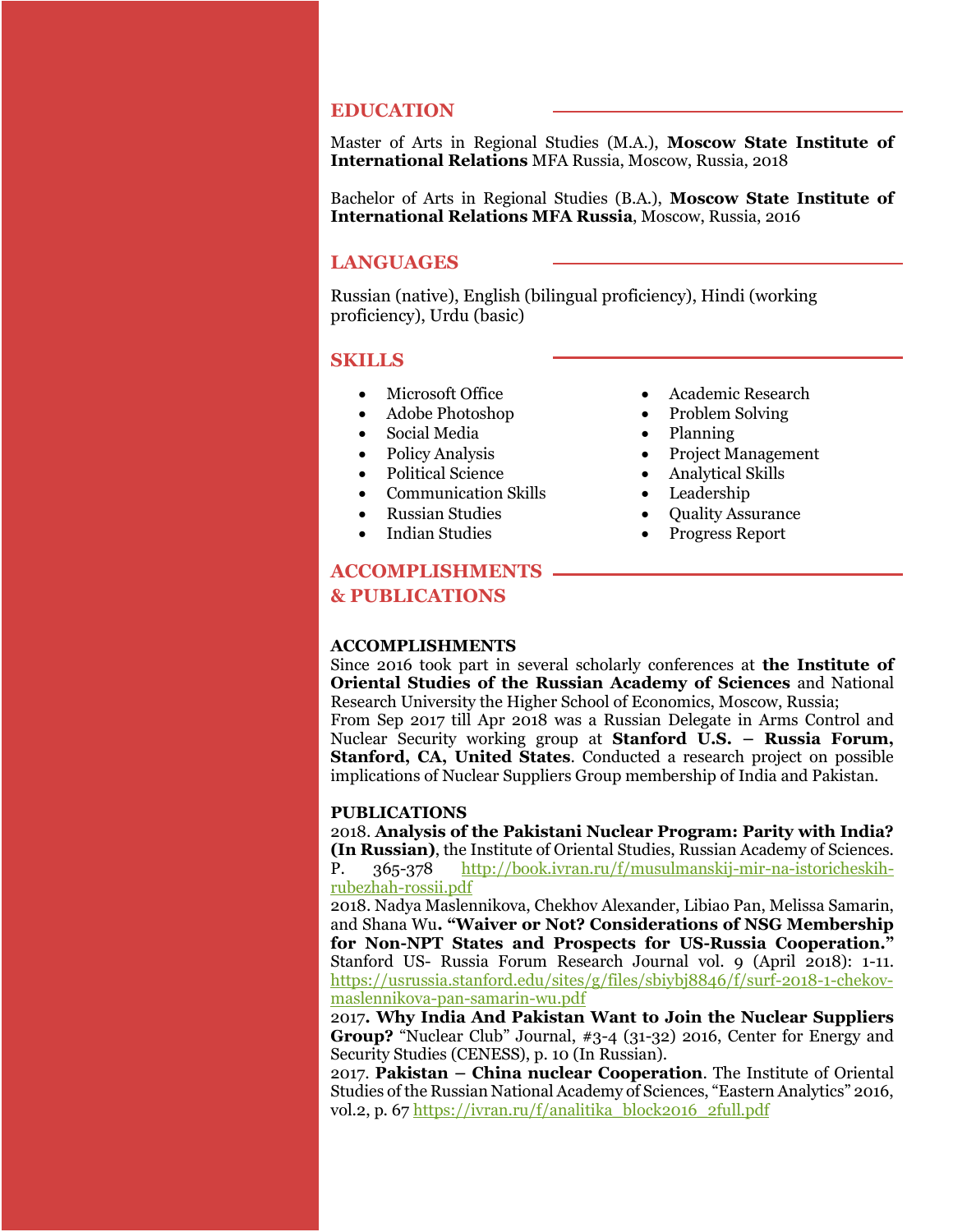## EDUCATION

Master of Arts in Regional Studies (M.A.), **Moscow State Institute of International Relations** MFA Russia, Moscow, Russia, 2018

Bachelor of Arts in Regional Studies (B.A.), **Moscow State Institute of International Relations MFA Russia**, Moscow, Russia, 2016

## LANGUAGES

Russian (native), English (bilingual proficiency), Hindi (working proficiency), Urdu (basic)

## SKILLS

- Microsoft Office
- Adobe Photoshop
- Social Media
- Policy Analysis
- Political Science
- Communication Skills
- Russian Studies
- Indian Studies
- Academic Research
- Problem Solving
- Planning
- Project Management
- Analytical Skills
- Leadership
- Quality Assurance
- Progress Report

## ACCOMPLISHMENTS & PUBLICATIONS

### ACCOMPLISHMENTS

Since 2016 took part in several scholarly conferences at **the Institute of Oriental Studies of the Russian Academy of Sciences** and National Research University the Higher School of Economics, Moscow, Russia;

From Sep 2017 till Apr 2018 was a Russian Delegate in Arms Control and Nuclear Security working group at **Stanford U.S. – Russia Forum, Stanford, CA, United States**. Conducted a research project on possible implications of Nuclear Suppliers Group membership of India and Pakistan.

### PUBLICATIONS

2018. **Analysis of the Pakistani Nuclear Program: Parity with India? (In Russian)**, the Institute of Oriental Studies, Russian Academy of Sciences. P. 365-378 http://book.ivran.ru/f/musulmanskij-mir-na-istoricheskih-rubezhah-rossii.pdf

2018. Nadya Maslennikova, Chekhov Alexander, Libiao Pan, Melissa Samarin, and Shana Wu**. "Waiver or Not? Considerations of NSG Membership for Non-NPT States and Prospects for US-Russia Cooperation."** Stanford US- Russia Forum Research Journal vol. 9 (April 2018): 1-11. https://usrussia.stanford.edu/sites/g/files/sbiybj8846/f/surf-2018-1-chekov-maslennikova-pan-samarin-wu.pdf

2017**. Why India And Pakistan Want to Join the Nuclear Suppliers Group?** "Nuclear Club" Journal, #3-4 (31-32) 2016, Center for Energy and Security Studies (CENESS), p. 10 (In Russian).

2017. **Pakistan – China nuclear Cooperation**. The Institute of Oriental Studies of the Russian National Academy of Sciences, "Eastern Analytics" 2016, vol.2, p. 67 https://ivran.ru/f/analitika_block2016_2full.pdf